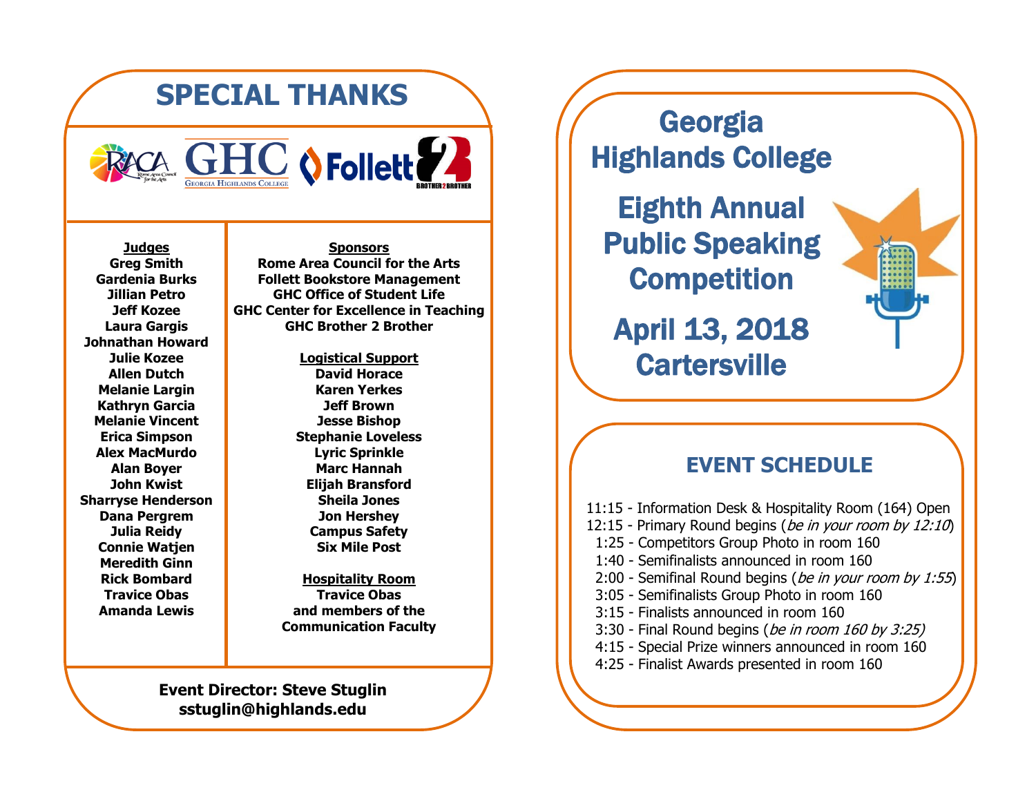# SPECIAL THANKS

**Judges**
**Greg Smith**
**Gardenia Burks**
**Jillian Petro**
**Jeff Kozee**
**Laura Gargis**
**Johnathan Howard**
**Julie Kozee**
**Allen Dutch**
**Melanie Largin**
**Kathryn Garcia**
**Melanie Vincent**
**Erica Simpson**
**Alex MacMurdo**
**Alan Boyer**
**John Kwist**
**Sharryse Henderson**
**Dana Pergrem**
**Julia Reidy**
**Connie Watjen**
**Meredith Ginn**
**Rick Bombard**
**Travice Obas**
**Amanda Lewis**

**Sponsors**
**Rome Area Council for the Arts**
**Follett Bookstore Management**
**GHC Office of Student Life**
**GHC Center for Excellence in Teaching**
**GHC Brother 2 Brother**

**Logistical Support**
**David Horace**
**Karen Yerkes**
**Jeff Brown**
**Jesse Bishop**
**Stephanie Loveless**
**Lyric Sprinkle**
**Marc Hannah**
**Elijah Bransford**
**Sheila Jones**
**Jon Hershey**
**Campus Safety**
**Six Mile Post**

**Hospitality Room**
**Travice Obas**
**and members of the**
**Communication Faculty**

**Event Director: Steve Stuglin**
**sstuglin@highlands.edu**

# Georgia Highlands College

# Eighth Annual Public Speaking Competition

## April 13, 2018
## Cartersville

## EVENT SCHEDULE

11:15 - Information Desk & Hospitality Room (164) Open
12:15 - Primary Round begins (*be in your room by 12:10*)
1:25 - Competitors Group Photo in room 160
1:40 - Semifinalists announced in room 160
2:00 - Semifinal Round begins (*be in your room by 1:55*)
3:05 - Semifinalists Group Photo in room 160
3:15 - Finalists announced in room 160
3:30 - Final Round begins (*be in room 160 by 3:25)*
4:15 - Special Prize winners announced in room 160
4:25 - Finalist Awards presented in room 160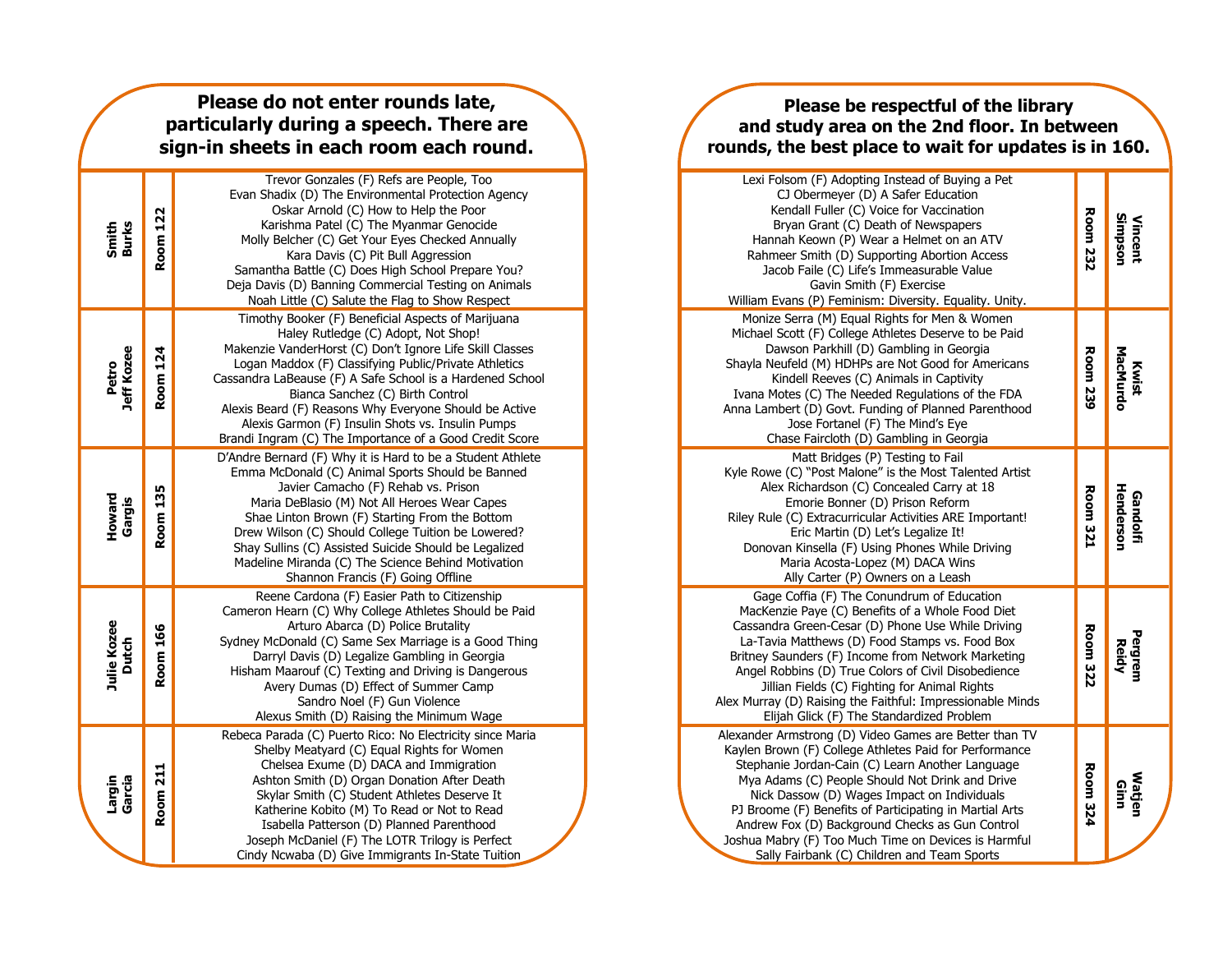**Please do not enter rounds late, particularly during a speech. There are sign-in sheets in each room each round.**

| | | |
|---|---|---|
| Smith Burks | Room 122 | Trevor Gonzales (F) Refs are People, Too<br>Evan Shadix (D) The Environmental Protection Agency<br>Oskar Arnold (C) How to Help the Poor<br>Karishma Patel (C) The Myanmar Genocide<br>Molly Belcher (C) Get Your Eyes Checked Annually<br>Kara Davis (C) Pit Bull Aggression<br>Samantha Battle (C) Does High School Prepare You?<br>Deja Davis (D) Banning Commercial Testing on Animals<br>Noah Little (C) Salute the Flag to Show Respect |
| Petro Jeff Kozee | Room 124 | Timothy Booker (F) Beneficial Aspects of Marijuana<br>Haley Rutledge (C) Adopt, Not Shop!<br>Makenzie VanderHorst (C) Don't Ignore Life Skill Classes<br>Logan Maddox (F) Classifying Public/Private Athletics<br>Cassandra LaBeause (F) A Safe School is a Hardened School<br>Bianca Sanchez (C) Birth Control<br>Alexis Beard (F) Reasons Why Everyone Should be Active<br>Alexis Garmon (F) Insulin Shots vs. Insulin Pumps<br>Brandi Ingram (C) The Importance of a Good Credit Score |
| Howard Gargis | Room 135 | D'Andre Bernard (F) Why it is Hard to be a Student Athlete<br>Emma McDonald (C) Animal Sports Should be Banned<br>Javier Camacho (F) Rehab vs. Prison<br>Maria DeBlasio (M) Not All Heroes Wear Capes<br>Shae Linton Brown (F) Starting From the Bottom<br>Drew Wilson (C) Should College Tuition be Lowered?<br>Shay Sullins (C) Assisted Suicide Should be Legalized<br>Madeline Miranda (C) The Science Behind Motivation<br>Shannon Francis (F) Going Offline |
| Julie Kozee Dutch | Room 166 | Reene Cardona (F) Easier Path to Citizenship<br>Cameron Hearn (C) Why College Athletes Should be Paid<br>Arturo Abarca (D) Police Brutality<br>Sydney McDonald (C) Same Sex Marriage is a Good Thing<br>Darryl Davis (D) Legalize Gambling in Georgia<br>Hisham Maarouf (C) Texting and Driving is Dangerous<br>Avery Dumas (D) Effect of Summer Camp<br>Sandro Noel (F) Gun Violence<br>Alexus Smith (D) Raising the Minimum Wage |
| Largin Garcia | Room 211 | Rebeca Parada (C) Puerto Rico: No Electricity since Maria<br>Shelby Meatyard (C) Equal Rights for Women<br>Chelsea Exume (D) DACA and Immigration<br>Ashton Smith (D) Organ Donation After Death<br>Skylar Smith (C) Student Athletes Deserve It<br>Katherine Kobito (M) To Read or Not to Read<br>Isabella Patterson (D) Planned Parenthood<br>Joseph McDaniel (F) The LOTR Trilogy is Perfect<br>Cindy Ncwaba (D) Give Immigrants In-State Tuition |

**Please be respectful of the library and study area on the 2nd floor. In between rounds, the best place to wait for updates is in 160.**

| | | |
|---|---|---|
| Lexi Folsom (F) Adopting Instead of Buying a Pet<br>CJ Obermeyer (D) A Safer Education<br>Kendall Fuller (C) Voice for Vaccination<br>Bryan Grant (C) Death of Newspapers<br>Hannah Keown (P) Wear a Helmet on an ATV<br>Rahmeer Smith (D) Supporting Abortion Access<br>Jacob Faile (C) Life's Immeasurable Value<br>Gavin Smith (F) Exercise<br>William Evans (P) Feminism: Diversity. Equality. Unity. | Room 232 | Vincent Simpson |
| Monize Serra (M) Equal Rights for Men & Women<br>Michael Scott (F) College Athletes Deserve to be Paid<br>Dawson Parkhill (D) Gambling in Georgia<br>Shayla Neufeld (M) HDHPs are Not Good for Americans<br>Kindell Reeves (C) Animals in Captivity<br>Ivana Motes (C) The Needed Regulations of the FDA<br>Anna Lambert (D) Govt. Funding of Planned Parenthood<br>Jose Fortanel (F) The Mind's Eye<br>Chase Faircloth (D) Gambling in Georgia | Room 239 | Kwist MacMurdo |
| Matt Bridges (P) Testing to Fail<br>Kyle Rowe (C) "Post Malone" is the Most Talented Artist<br>Alex Richardson (C) Concealed Carry at 18<br>Emorie Bonner (D) Prison Reform<br>Riley Rule (C) Extracurricular Activities ARE Important!<br>Eric Martin (D) Let's Legalize It!<br>Donovan Kinsella (F) Using Phones While Driving<br>Maria Acosta-Lopez (M) DACA Wins<br>Ally Carter (P) Owners on a Leash | Room 321 | Gandolfi Henderson |
| Gage Coffia (F) The Conundrum of Education<br>MacKenzie Paye (C) Benefits of a Whole Food Diet<br>Cassandra Green-Cesar (D) Phone Use While Driving<br>La-Tavia Matthews (D) Food Stamps vs. Food Box<br>Britney Saunders (F) Income from Network Marketing<br>Angel Robbins (D) True Colors of Civil Disobedience<br>Jillian Fields (C) Fighting for Animal Rights<br>Alex Murray (D) Raising the Faithful: Impressionable Minds<br>Elijah Glick (F) The Standardized Problem | Room 322 | Pergrem Reidy |
| Alexander Armstrong (D) Video Games are Better than TV<br>Kaylen Brown (F) College Athletes Paid for Performance<br>Stephanie Jordan-Cain (C) Learn Another Language<br>Mya Adams (C) People Should Not Drink and Drive<br>Nick Dassow (D) Wages Impact on Individuals<br>PJ Broome (F) Benefits of Participating in Martial Arts<br>Andrew Fox (D) Background Checks as Gun Control<br>Joshua Mabry (F) Too Much Time on Devices is Harmful<br>Sally Fairbank (C) Children and Team Sports | Room 324 | Watjen Ginn |